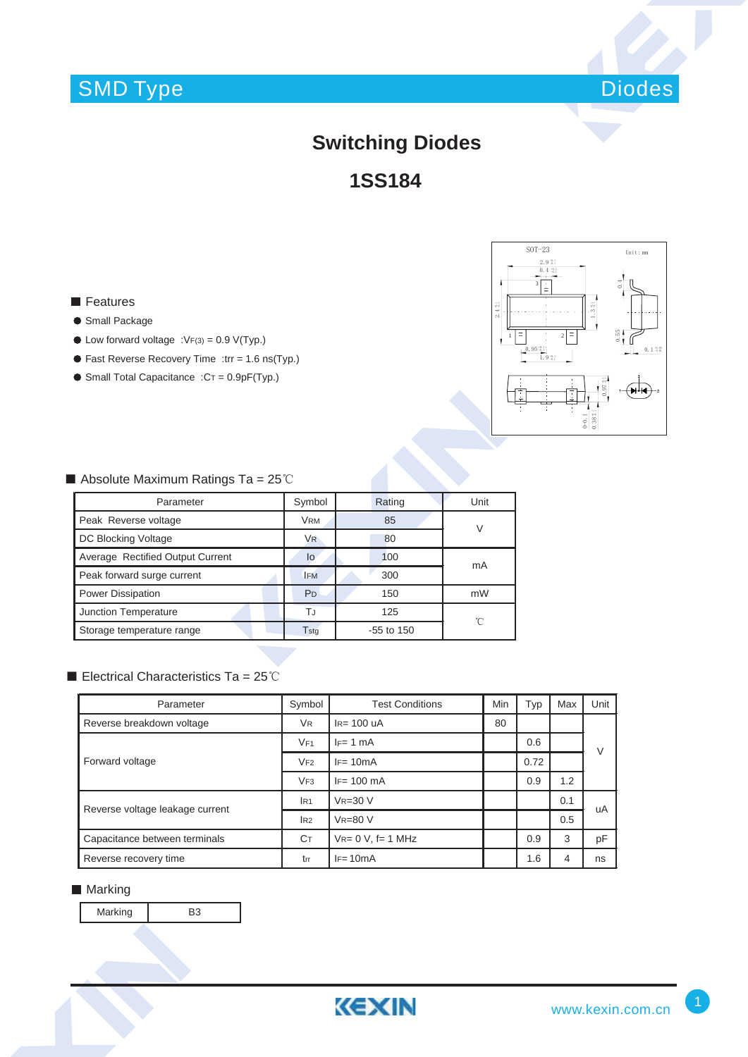# Switching Diodes

## 1SS184

### Features

- Small Package
- Low forward voltage :$V_{F(3)}$ = 0.9 V(Typ.)
- Fast Reverse Recovery Time :trr = 1.6 ns(Typ.)
- Small Total Capacitance :$C_T$ = 0.9pF(Typ.)

### Absolute Maximum Ratings Ta = 25℃

| Parameter | Symbol | Rating | Unit |
|---|---|---|---|
| Peak Reverse voltage | $V_{RM}$ | 85 | V |
| DC Blocking Voltage | $V_R$ | 80 | |
| Average Rectified Output Current | Io | 100 | mA |
| Peak forward surge current | $I_{FM}$ | 300 | |
| Power Dissipation | $P_D$ | 150 | mW |
| Junction Temperature | $T_J$ | 125 | ℃ |
| Storage temperature range | $T_{stg}$ | -55 to 150 | |

### Electrical Characteristics Ta = 25℃

| Parameter | Symbol | Test Conditions | Min | Typ | Max | Unit |
|---|---|---|---|---|---|---|
| Reverse breakdown voltage | $V_R$ | $I_R$= 100 uA | 80 | | | V |
| Forward voltage | $V_{F1}$ | $I_F$= 1 mA | | 0.6 | | |
| | $V_{F2}$ | $I_F$= 10mA | | 0.72 | | |
| | $V_{F3}$ | $I_F$= 100 mA | | 0.9 | 1.2 | |
| Reverse voltage leakage current | $I_{R1}$ | $V_R$=30 V | | | 0.1 | uA |
| | $I_{R2}$ | $V_R$=80 V | | | 0.5 | |
| Capacitance between terminals | $C_T$ | $V_R$= 0 V, f= 1 MHz | | 0.9 | 3 | pF |
| Reverse recovery time | trr | $I_F$=10mA | | 1.6 | 4 | ns |

### Marking

| Marking | B3 |
|---|---|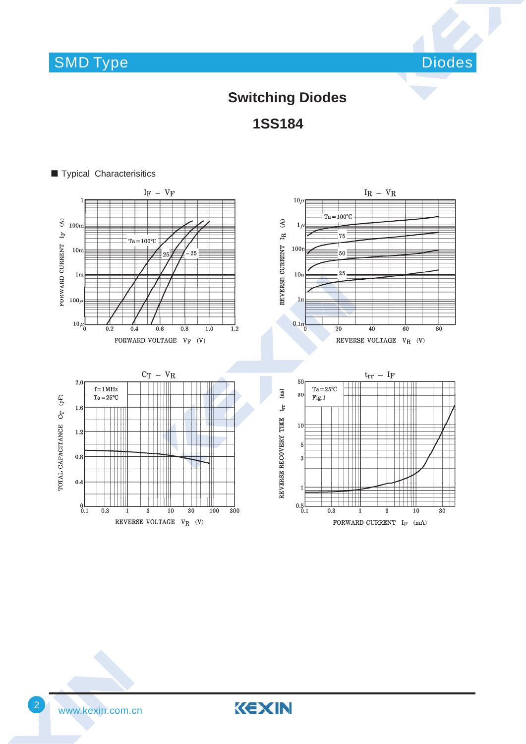# Switching Diodes

## 1SS184

■ Typical Characterisitics

$I_F - V_F$

FORWARD CURRENT $I_F$ (A)

1
100m
10m
1m
100μ
10μ

Ta = 100°C
25
−25

0 0.2 0.4 0.6 0.8 1.0 1.2

FORWARD VOLTAGE $V_F$ (V)

$I_R - V_R$

REVERSE CURRENT $I_R$ (A)

10μ
1μ
100n
10n
1n
0.1n

Ta = 100°C
75
50
25

0 20 40 60 80

REVERSE VOLTAGE $V_R$ (V)

$C_T - V_R$

TOTAL CAPACITANCE $C_T$ (pF)

2.0
1.6
1.2
0.8
0.4
0

f = 1MHz
Ta = 25°C

0.1 0.3 1 3 10 30 100 300

REVERSE VOLTAGE $V_R$ (V)

$t_{rr} - I_F$

REVERSE RECOVERY TIME $t_{rr}$ (ns)

50
30
10
5
3
1
0.5

Ta = 25°C
Fig.1

0.1 0.3 1 3 10 30

FORWARD CURRENT $I_F$ (mA)